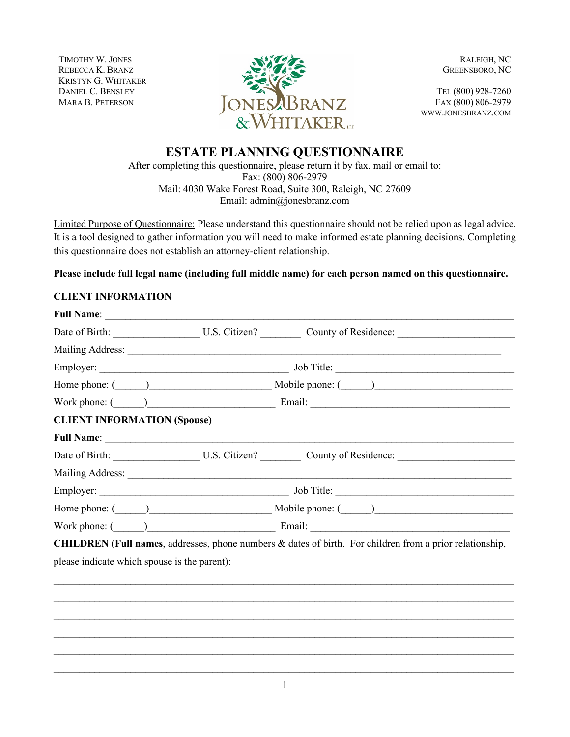TIMOTHY W. JONES
REBECCA K. BRANZ
KRISTYN G. WHITAKER
DANIEL C. BENSLEY
MARA B. PETERSON

JONES BRANZ & WHITAKER LLP

RALEIGH, NC
GREENSBORO, NC

TEL (800) 928-7260
FAX (800) 806-2979
WWW.JONESBRANZ.COM

# ESTATE PLANNING QUESTIONNAIRE

After completing this questionnaire, please return it by fax, mail or email to:
Fax: (800) 806-2979
Mail: 4030 Wake Forest Road, Suite 300, Raleigh, NC 27609
Email: admin@jonesbranz.com

Limited Purpose of Questionnaire: Please understand this questionnaire should not be relied upon as legal advice. It is a tool designed to gather information you will need to make informed estate planning decisions. Completing this questionnaire does not establish an attorney-client relationship.

**Please include full legal name (including full middle name) for each person named on this questionnaire.**

**CLIENT INFORMATION**

**Full Name**: ______________________________________________________________________

Date of Birth: ________________ U.S. Citizen? ________ County of Residence: ______________________

Mailing Address: ______________________________________________________________________

Employer: ____________________________________ Job Title: ___________________________________

Home phone: (______)______________________ Mobile phone: (______)_________________________

Work phone: (______)________________________ Email: ______________________________________

**CLIENT INFORMATION (Spouse)**

**Full Name**: ______________________________________________________________________

Date of Birth: ________________ U.S. Citizen? ________ County of Residence: ______________________

Mailing Address: ______________________________________________________________________

Employer: ____________________________________ Job Title: ___________________________________

Home phone: (______)______________________ Mobile phone: (______)_________________________

Work phone: (______)________________________ Email: ______________________________________

**CHILDREN** (**Full names**, addresses, phone numbers & dates of birth. For children from a prior relationship, please indicate which spouse is the parent):

______________________________________________________________________________________

______________________________________________________________________________________

______________________________________________________________________________________

______________________________________________________________________________________

______________________________________________________________________________________

______________________________________________________________________________________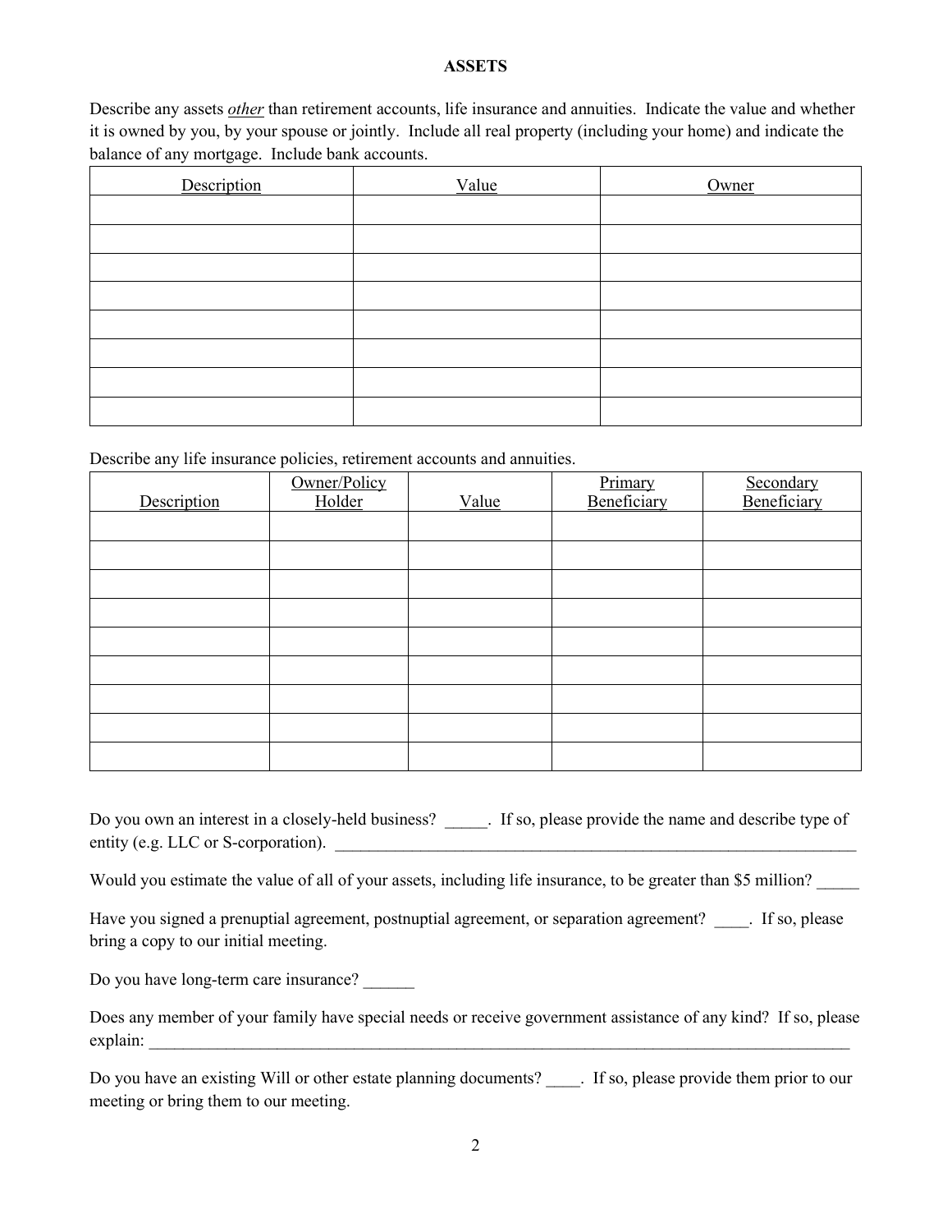# ASSETS

Describe any assets *other* than retirement accounts, life insurance and annuities. Indicate the value and whether it is owned by you, by your spouse or jointly. Include all real property (including your home) and indicate the balance of any mortgage. Include bank accounts.

| Description | Value | Owner |
|---|---|---|
| | | |
| | | |
| | | |
| | | |
| | | |
| | | |
| | | |
| | | |

Describe any life insurance policies, retirement accounts and annuities.

| Description | Owner/Policy Holder | Value | Primary Beneficiary | Secondary Beneficiary |
|---|---|---|---|---|
| | | | | |
| | | | | |
| | | | | |
| | | | | |
| | | | | |
| | | | | |
| | | | | |
| | | | | |
| | | | | |

Do you own an interest in a closely-held business? _____. If so, please provide the name and describe type of entity (e.g. LLC or S-corporation). ________________________________________________________________

Would you estimate the value of all of your assets, including life insurance, to be greater than $5 million? _____

Have you signed a prenuptial agreement, postnuptial agreement, or separation agreement? ____. If so, please bring a copy to our initial meeting.

Do you have long-term care insurance? ______

Does any member of your family have special needs or receive government assistance of any kind? If so, please explain: ____________________________________________________________________________________

Do you have an existing Will or other estate planning documents? ____. If so, please provide them prior to our meeting or bring them to our meeting.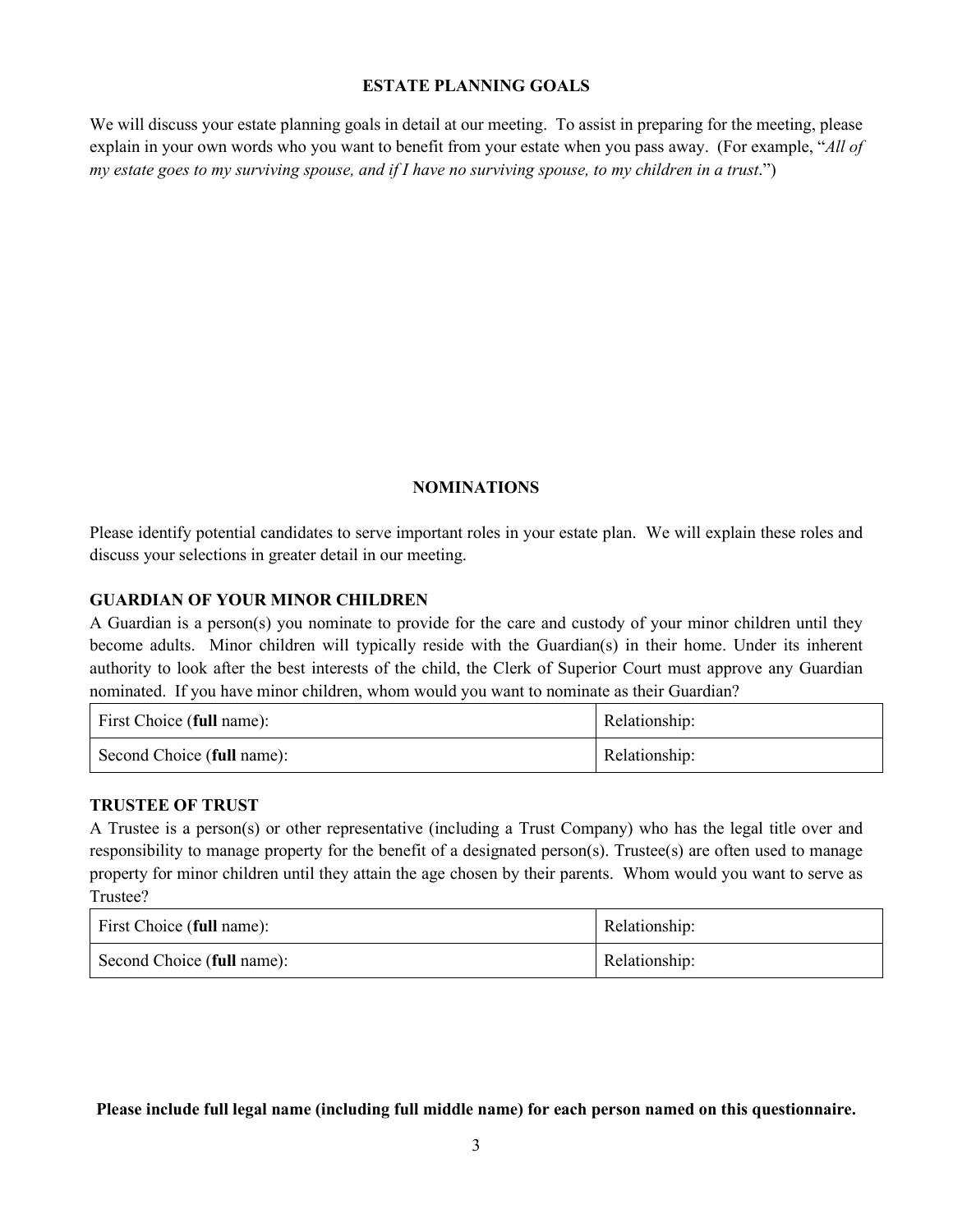## ESTATE PLANNING GOALS

We will discuss your estate planning goals in detail at our meeting. To assist in preparing for the meeting, please explain in your own words who you want to benefit from your estate when you pass away. (For example, "*All of my estate goes to my surviving spouse, and if I have no surviving spouse, to my children in a trust*.")

## NOMINATIONS

Please identify potential candidates to serve important roles in your estate plan. We will explain these roles and discuss your selections in greater detail in our meeting.

### GUARDIAN OF YOUR MINOR CHILDREN

A Guardian is a person(s) you nominate to provide for the care and custody of your minor children until they become adults. Minor children will typically reside with the Guardian(s) in their home. Under its inherent authority to look after the best interests of the child, the Clerk of Superior Court must approve any Guardian nominated. If you have minor children, whom would you want to nominate as their Guardian?

| | |
|---|---|
| First Choice (**full** name): | Relationship: |
| Second Choice (**full** name): | Relationship: |

### TRUSTEE OF TRUST

A Trustee is a person(s) or other representative (including a Trust Company) who has the legal title over and responsibility to manage property for the benefit of a designated person(s). Trustee(s) are often used to manage property for minor children until they attain the age chosen by their parents. Whom would you want to serve as Trustee?

| | |
|---|---|
| First Choice (**full** name): | Relationship: |
| Second Choice (**full** name): | Relationship: |

**Please include full legal name (including full middle name) for each person named on this questionnaire.**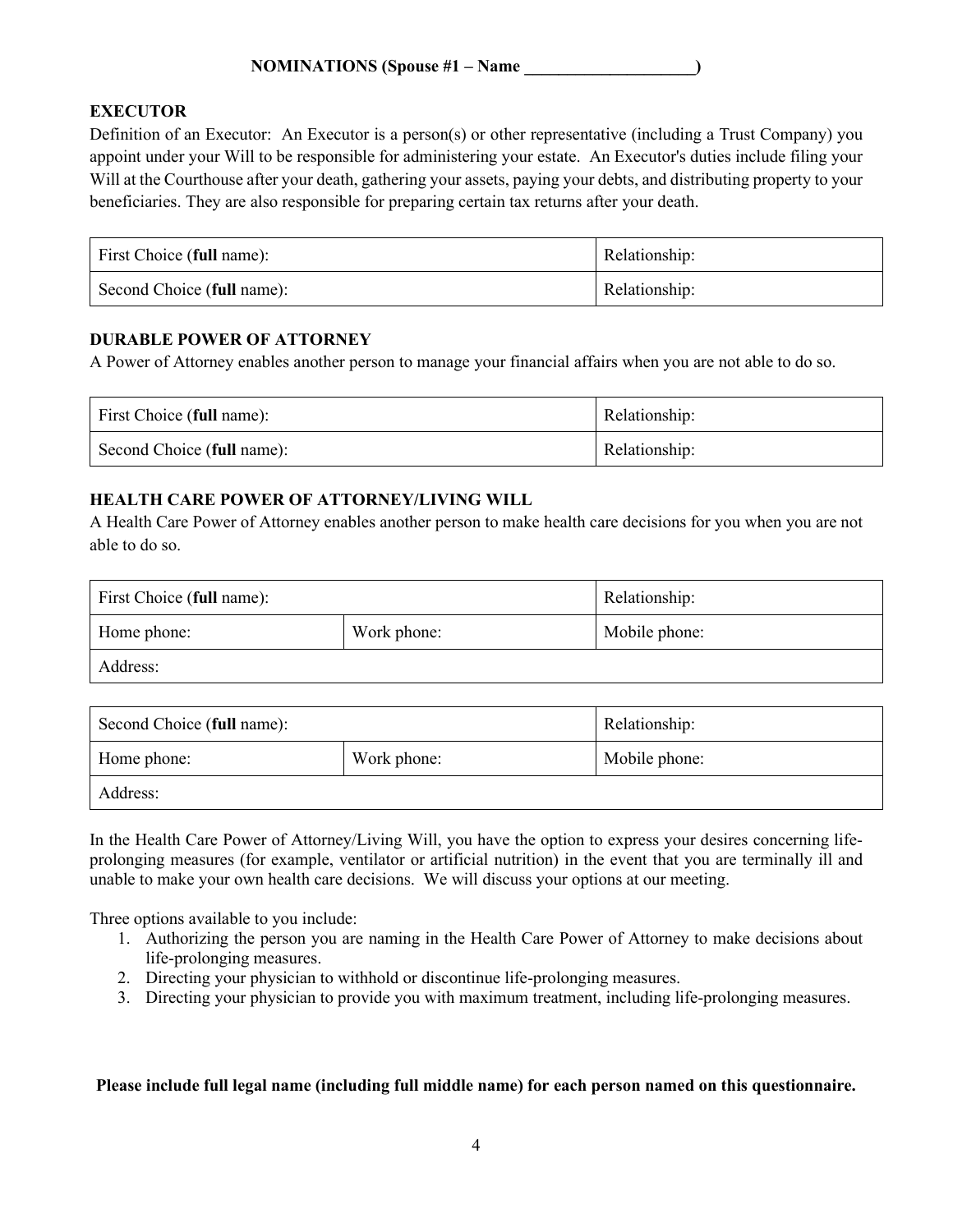**NOMINATIONS (Spouse #1 – Name ____________________)**

**EXECUTOR**

Definition of an Executor: An Executor is a person(s) or other representative (including a Trust Company) you appoint under your Will to be responsible for administering your estate. An Executor's duties include filing your Will at the Courthouse after your death, gathering your assets, paying your debts, and distributing property to your beneficiaries. They are also responsible for preparing certain tax returns after your death.

| First Choice (**full** name): | Relationship: |
| --- | --- |
| Second Choice (**full** name): | Relationship: |

**DURABLE POWER OF ATTORNEY**

A Power of Attorney enables another person to manage your financial affairs when you are not able to do so.

| First Choice (**full** name): | Relationship: |
| --- | --- |
| Second Choice (**full** name): | Relationship: |

**HEALTH CARE POWER OF ATTORNEY/LIVING WILL**

A Health Care Power of Attorney enables another person to make health care decisions for you when you are not able to do so.

| First Choice (**full** name): | | Relationship: |
| --- | --- | --- |
| Home phone: | Work phone: | Mobile phone: |
| Address: | | |

| Second Choice (**full** name): | | Relationship: |
| --- | --- | --- |
| Home phone: | Work phone: | Mobile phone: |
| Address: | | |

In the Health Care Power of Attorney/Living Will, you have the option to express your desires concerning life-prolonging measures (for example, ventilator or artificial nutrition) in the event that you are terminally ill and unable to make your own health care decisions. We will discuss your options at our meeting.

Three options available to you include:

1. Authorizing the person you are naming in the Health Care Power of Attorney to make decisions about life-prolonging measures.
2. Directing your physician to withhold or discontinue life-prolonging measures.
3. Directing your physician to provide you with maximum treatment, including life-prolonging measures.

**Please include full legal name (including full middle name) for each person named on this questionnaire.**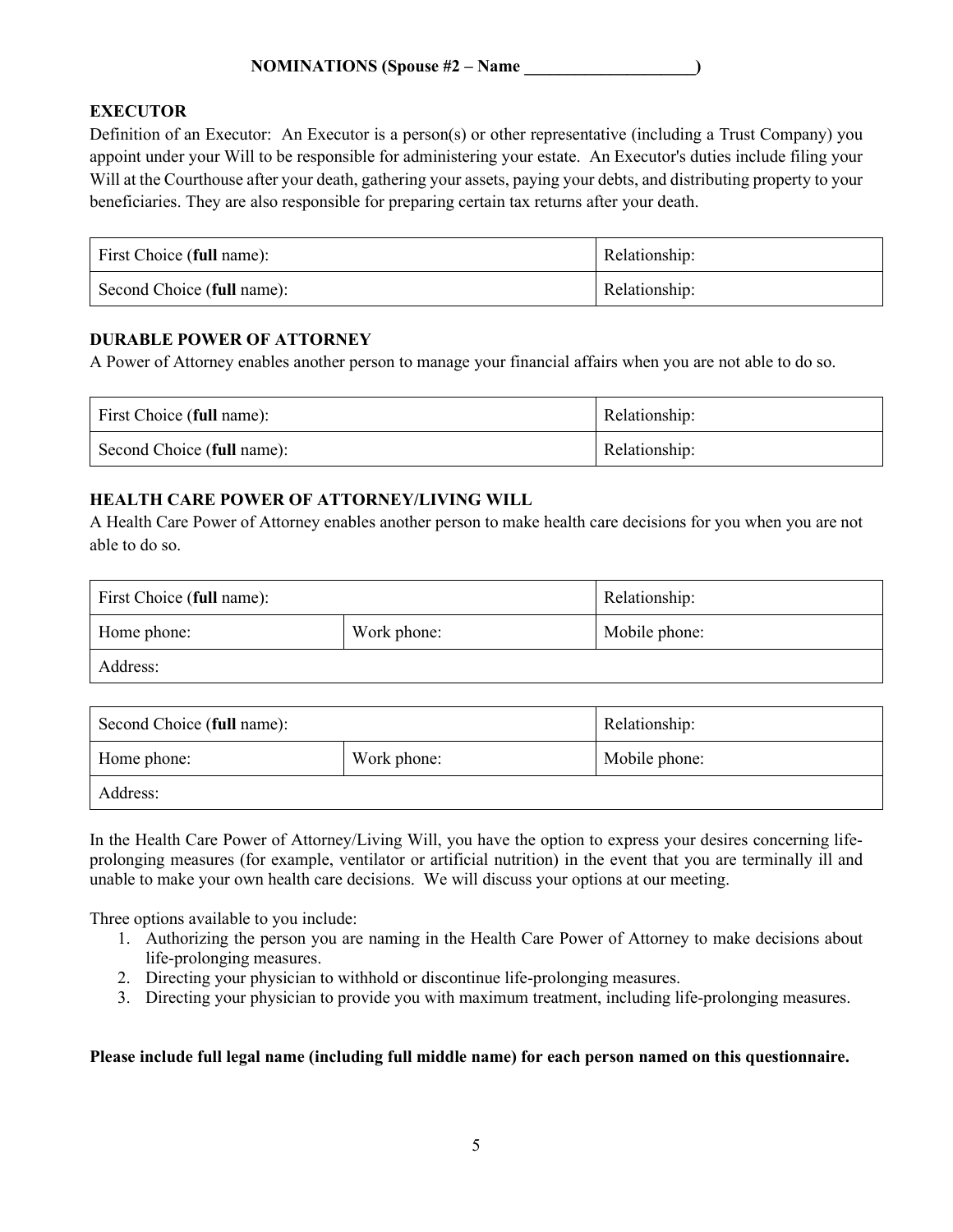**NOMINATIONS (Spouse #2 – Name ____________________)**

**EXECUTOR**

Definition of an Executor: An Executor is a person(s) or other representative (including a Trust Company) you appoint under your Will to be responsible for administering your estate. An Executor's duties include filing your Will at the Courthouse after your death, gathering your assets, paying your debts, and distributing property to your beneficiaries. They are also responsible for preparing certain tax returns after your death.

| First Choice (**full** name): | Relationship: |
|---|---|
| Second Choice (**full** name): | Relationship: |

**DURABLE POWER OF ATTORNEY**

A Power of Attorney enables another person to manage your financial affairs when you are not able to do so.

| First Choice (**full** name): | Relationship: |
|---|---|
| Second Choice (**full** name): | Relationship: |

**HEALTH CARE POWER OF ATTORNEY/LIVING WILL**

A Health Care Power of Attorney enables another person to make health care decisions for you when you are not able to do so.

| First Choice (**full** name): | | Relationship: |
|---|---|---|
| Home phone: | Work phone: | Mobile phone: |
| Address: | | |

| Second Choice (**full** name): | | Relationship: |
|---|---|---|
| Home phone: | Work phone: | Mobile phone: |
| Address: | | |

In the Health Care Power of Attorney/Living Will, you have the option to express your desires concerning life-prolonging measures (for example, ventilator or artificial nutrition) in the event that you are terminally ill and unable to make your own health care decisions. We will discuss your options at our meeting.

Three options available to you include:

1. Authorizing the person you are naming in the Health Care Power of Attorney to make decisions about life-prolonging measures.
2. Directing your physician to withhold or discontinue life-prolonging measures.
3. Directing your physician to provide you with maximum treatment, including life-prolonging measures.

**Please include full legal name (including full middle name) for each person named on this questionnaire.**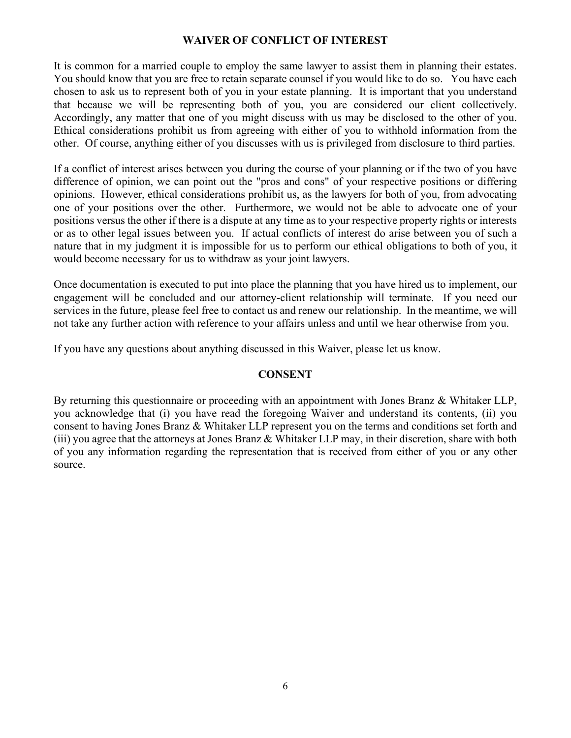## WAIVER OF CONFLICT OF INTEREST

It is common for a married couple to employ the same lawyer to assist them in planning their estates. You should know that you are free to retain separate counsel if you would like to do so. You have each chosen to ask us to represent both of you in your estate planning. It is important that you understand that because we will be representing both of you, you are considered our client collectively. Accordingly, any matter that one of you might discuss with us may be disclosed to the other of you. Ethical considerations prohibit us from agreeing with either of you to withhold information from the other. Of course, anything either of you discusses with us is privileged from disclosure to third parties.

If a conflict of interest arises between you during the course of your planning or if the two of you have difference of opinion, we can point out the "pros and cons" of your respective positions or differing opinions. However, ethical considerations prohibit us, as the lawyers for both of you, from advocating one of your positions over the other. Furthermore, we would not be able to advocate one of your positions versus the other if there is a dispute at any time as to your respective property rights or interests or as to other legal issues between you. If actual conflicts of interest do arise between you of such a nature that in my judgment it is impossible for us to perform our ethical obligations to both of you, it would become necessary for us to withdraw as your joint lawyers.

Once documentation is executed to put into place the planning that you have hired us to implement, our engagement will be concluded and our attorney-client relationship will terminate. If you need our services in the future, please feel free to contact us and renew our relationship. In the meantime, we will not take any further action with reference to your affairs unless and until we hear otherwise from you.

If you have any questions about anything discussed in this Waiver, please let us know.

## CONSENT

By returning this questionnaire or proceeding with an appointment with Jones Branz & Whitaker LLP, you acknowledge that (i) you have read the foregoing Waiver and understand its contents, (ii) you consent to having Jones Branz & Whitaker LLP represent you on the terms and conditions set forth and (iii) you agree that the attorneys at Jones Branz & Whitaker LLP may, in their discretion, share with both of you any information regarding the representation that is received from either of you or any other source.